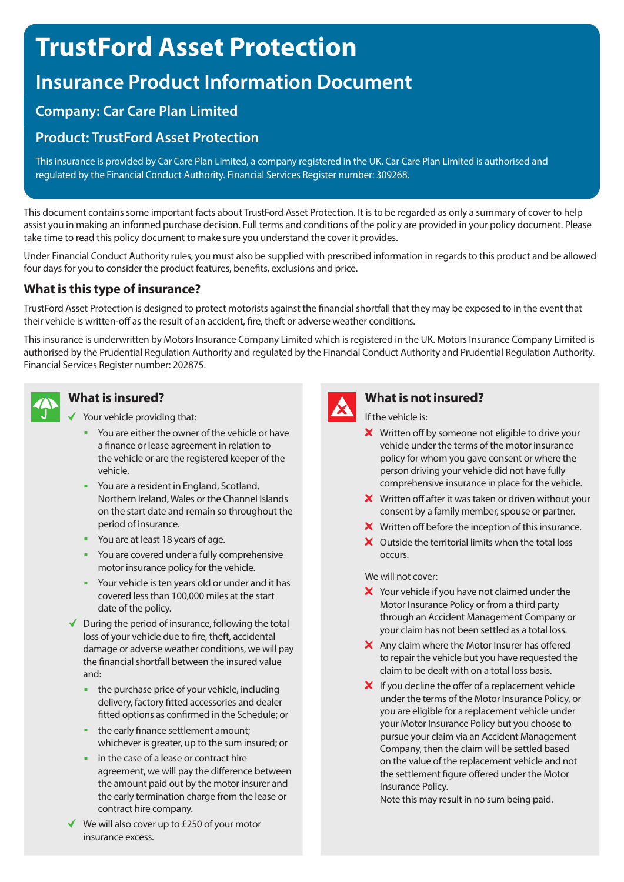# TrustFord Asset Protection

## Insurance Product Information Document

### Company: Car Care Plan Limited

### Product: TrustFord Asset Protection

This insurance is provided by Car Care Plan Limited, a company registered in the UK. Car Care Plan Limited is authorised and regulated by the Financial Conduct Authority. Financial Services Register number: 309268.

This document contains some important facts about TrustFord Asset Protection. It is to be regarded as only a summary of cover to help assist you in making an informed purchase decision. Full terms and conditions of the policy are provided in your policy document. Please take time to read this policy document to make sure you understand the cover it provides.

Under Financial Conduct Authority rules, you must also be supplied with prescribed information in regards to this product and be allowed four days for you to consider the product features, benefits, exclusions and price.

### What is this type of insurance?

TrustFord Asset Protection is designed to protect motorists against the financial shortfall that they may be exposed to in the event that their vehicle is written-off as the result of an accident, fire, theft or adverse weather conditions.

This insurance is underwritten by Motors Insurance Company Limited which is registered in the UK. Motors Insurance Company Limited is authorised by the Prudential Regulation Authority and regulated by the Financial Conduct Authority and Prudential Regulation Authority. Financial Services Register number: 202875.

### What is insured?

- ✓ Your vehicle providing that:
  - You are either the owner of the vehicle or have a finance or lease agreement in relation to the vehicle or are the registered keeper of the vehicle.
  - You are a resident in England, Scotland, Northern Ireland, Wales or the Channel Islands on the start date and remain so throughout the period of insurance.
  - You are at least 18 years of age.
  - You are covered under a fully comprehensive motor insurance policy for the vehicle.
  - Your vehicle is ten years old or under and it has covered less than 100,000 miles at the start date of the policy.
- ✓ During the period of insurance, following the total loss of your vehicle due to fire, theft, accidental damage or adverse weather conditions, we will pay the financial shortfall between the insured value and:
  - the purchase price of your vehicle, including delivery, factory fitted accessories and dealer fitted options as confirmed in the Schedule; or
  - the early finance settlement amount; whichever is greater, up to the sum insured; or
  - in the case of a lease or contract hire agreement, we will pay the difference between the amount paid out by the motor insurer and the early termination charge from the lease or contract hire company.
- ✓ We will also cover up to £250 of your motor insurance excess.

### What is not insured?

If the vehicle is:

- ✗ Written off by someone not eligible to drive your vehicle under the terms of the motor insurance policy for whom you gave consent or where the person driving your vehicle did not have fully comprehensive insurance in place for the vehicle.
- ✗ Written off after it was taken or driven without your consent by a family member, spouse or partner.
- ✗ Written off before the inception of this insurance.
- ✗ Outside the territorial limits when the total loss occurs.

We will not cover:

- ✗ Your vehicle if you have not claimed under the Motor Insurance Policy or from a third party through an Accident Management Company or your claim has not been settled as a total loss.
- ✗ Any claim where the Motor Insurer has offered to repair the vehicle but you have requested the claim to be dealt with on a total loss basis.
- ✗ If you decline the offer of a replacement vehicle under the terms of the Motor Insurance Policy, or you are eligible for a replacement vehicle under your Motor Insurance Policy but you choose to pursue your claim via an Accident Management Company, then the claim will be settled based on the value of the replacement vehicle and not the settlement figure offered under the Motor Insurance Policy.
  Note this may result in no sum being paid.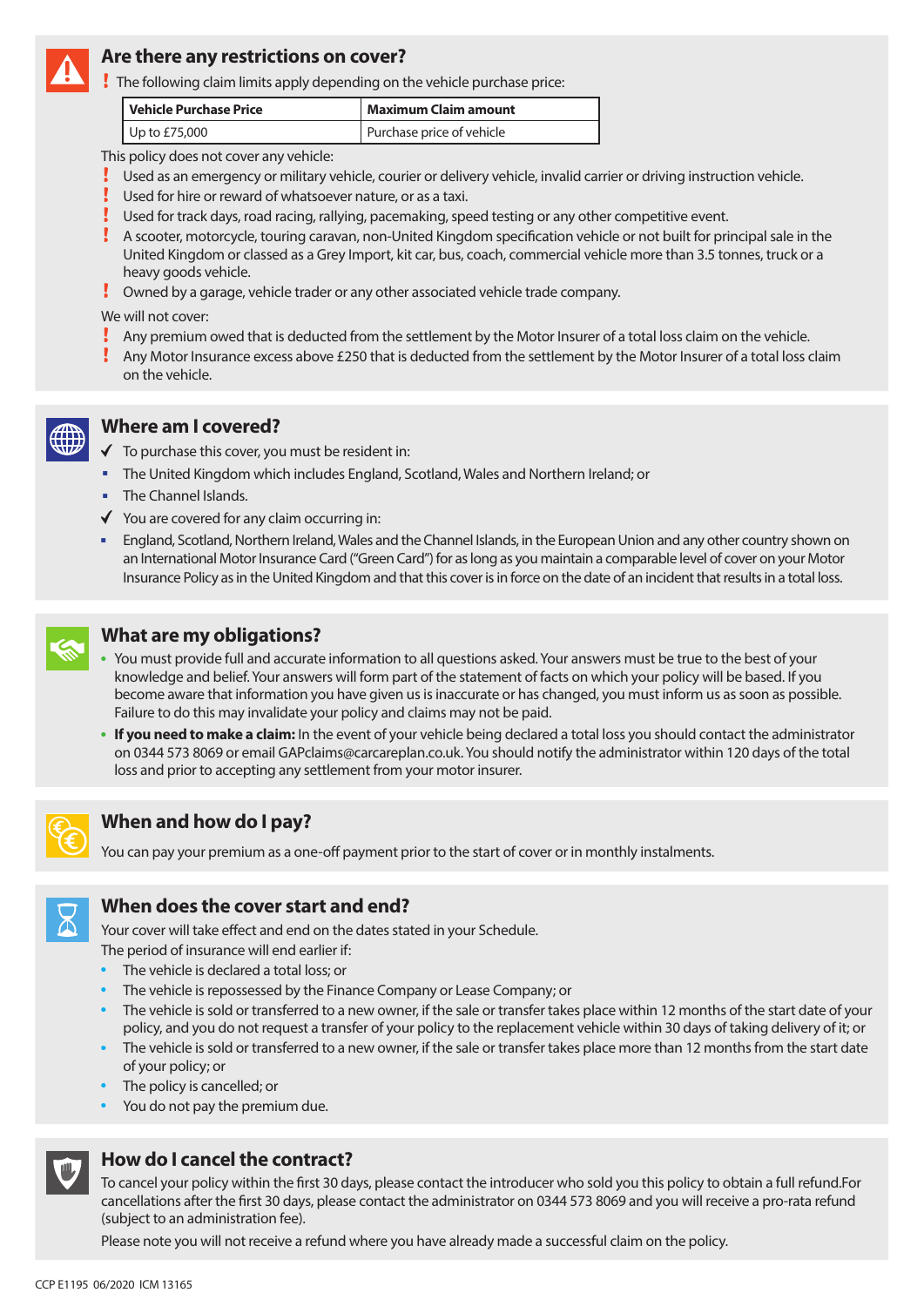## Are there any restrictions on cover?

- The following claim limits apply depending on the vehicle purchase price:

| Vehicle Purchase Price | Maximum Claim amount |
| --- | --- |
| Up to £75,000 | Purchase price of vehicle |

This policy does not cover any vehicle:

- Used as an emergency or military vehicle, courier or delivery vehicle, invalid carrier or driving instruction vehicle.
- Used for hire or reward of whatsoever nature, or as a taxi.
- Used for track days, road racing, rallying, pacemaking, speed testing or any other competitive event.
- A scooter, motorcycle, touring caravan, non-United Kingdom specification vehicle or not built for principal sale in the United Kingdom or classed as a Grey Import, kit car, bus, coach, commercial vehicle more than 3.5 tonnes, truck or a heavy goods vehicle.
- Owned by a garage, vehicle trader or any other associated vehicle trade company.

We will not cover:

- Any premium owed that is deducted from the settlement by the Motor Insurer of a total loss claim on the vehicle.
- Any Motor Insurance excess above £250 that is deducted from the settlement by the Motor Insurer of a total loss claim on the vehicle.

## Where am I covered?

✓ To purchase this cover, you must be resident in:

- The United Kingdom which includes England, Scotland, Wales and Northern Ireland; or
- The Channel Islands.

✓ You are covered for any claim occurring in:

- England, Scotland, Northern Ireland, Wales and the Channel Islands, in the European Union and any other country shown on an International Motor Insurance Card ("Green Card") for as long as you maintain a comparable level of cover on your Motor Insurance Policy as in the United Kingdom and that this cover is in force on the date of an incident that results in a total loss.

## What are my obligations?

- You must provide full and accurate information to all questions asked. Your answers must be true to the best of your knowledge and belief. Your answers will form part of the statement of facts on which your policy will be based. If you become aware that information you have given us is inaccurate or has changed, you must inform us as soon as possible. Failure to do this may invalidate your policy and claims may not be paid.
- **If you need to make a claim:** In the event of your vehicle being declared a total loss you should contact the administrator on 0344 573 8069 or email GAPclaims@carcareplan.co.uk. You should notify the administrator within 120 days of the total loss and prior to accepting any settlement from your motor insurer.

## When and how do I pay?

You can pay your premium as a one-off payment prior to the start of cover or in monthly instalments.

## When does the cover start and end?

Your cover will take effect and end on the dates stated in your Schedule.

The period of insurance will end earlier if:

- The vehicle is declared a total loss; or
- The vehicle is repossessed by the Finance Company or Lease Company; or
- The vehicle is sold or transferred to a new owner, if the sale or transfer takes place within 12 months of the start date of your policy, and you do not request a transfer of your policy to the replacement vehicle within 30 days of taking delivery of it; or
- The vehicle is sold or transferred to a new owner, if the sale or transfer takes place more than 12 months from the start date of your policy; or
- The policy is cancelled; or
- You do not pay the premium due.

## How do I cancel the contract?

To cancel your policy within the first 30 days, please contact the introducer who sold you this policy to obtain a full refund.For cancellations after the first 30 days, please contact the administrator on 0344 573 8069 and you will receive a pro-rata refund (subject to an administration fee).

Please note you will not receive a refund where you have already made a successful claim on the policy.

CCP E1195 06/2020 ICM 13165